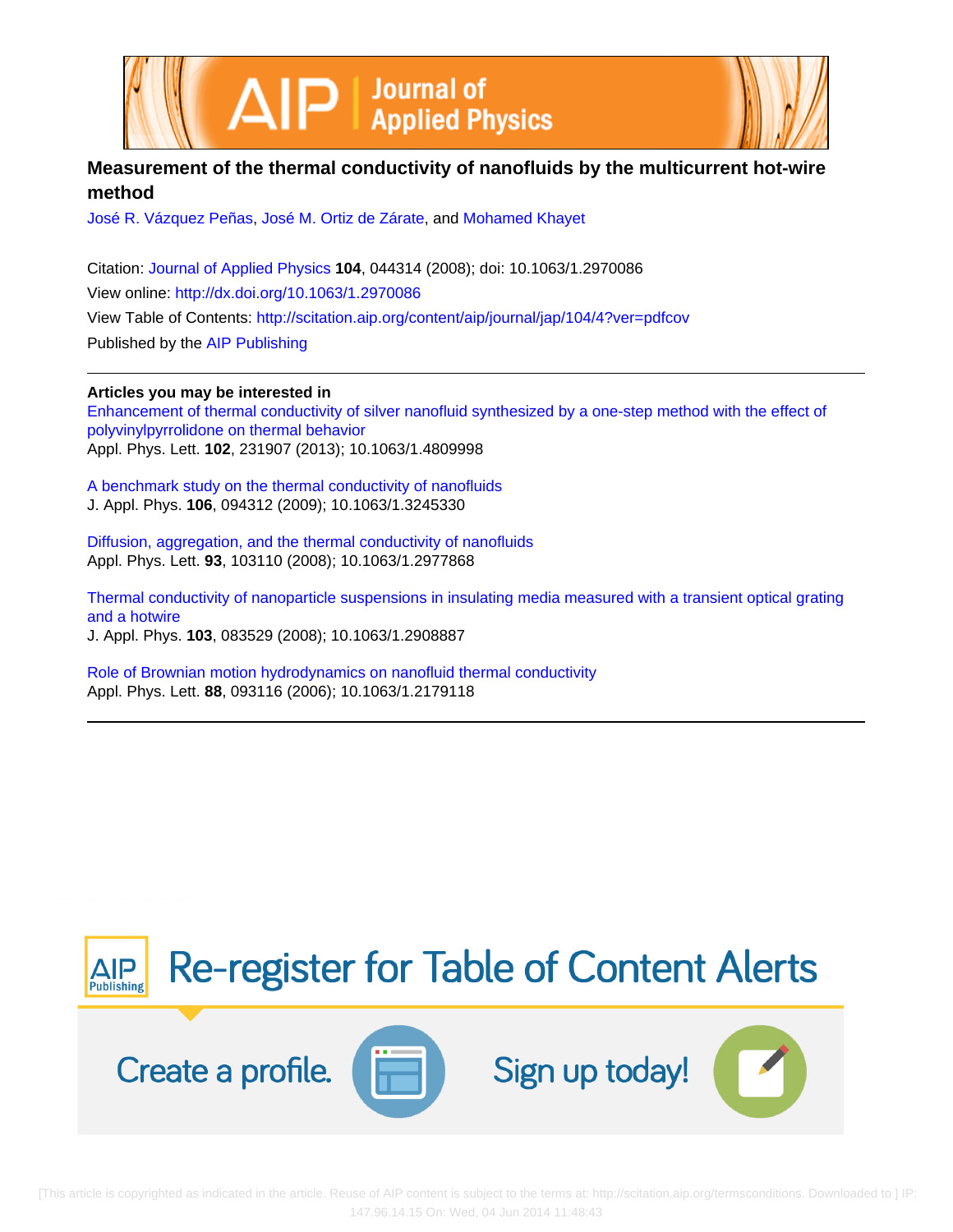# Measurement of the thermal conductivity of nanofluids by the multicurrent hot-wire method

José R. Vázquez Peñas, José M. Ortiz de Zárate, and Mohamed Khayet

Citation: Journal of Applied Physics **104**, 044314 (2008); doi: 10.1063/1.2970086

View online: http://dx.doi.org/10.1063/1.2970086

View Table of Contents: http://scitation.aip.org/content/aip/journal/jap/104/4?ver=pdfcov

Published by the AIP Publishing

**Articles you may be interested in**

Enhancement of thermal conductivity of silver nanofluid synthesized by a one-step method with the effect of polyvinylpyrrolidone on thermal behavior
Appl. Phys. Lett. **102**, 231907 (2013); 10.1063/1.4809998

A benchmark study on the thermal conductivity of nanofluids
J. Appl. Phys. **106**, 094312 (2009); 10.1063/1.3245330

Diffusion, aggregation, and the thermal conductivity of nanofluids
Appl. Phys. Lett. **93**, 103110 (2008); 10.1063/1.2977868

Thermal conductivity of nanoparticle suspensions in insulating media measured with a transient optical grating and a hotwire
J. Appl. Phys. **103**, 083529 (2008); 10.1063/1.2908887

Role of Brownian motion hydrodynamics on nanofluid thermal conductivity
Appl. Phys. Lett. **88**, 093116 (2006); 10.1063/1.2179118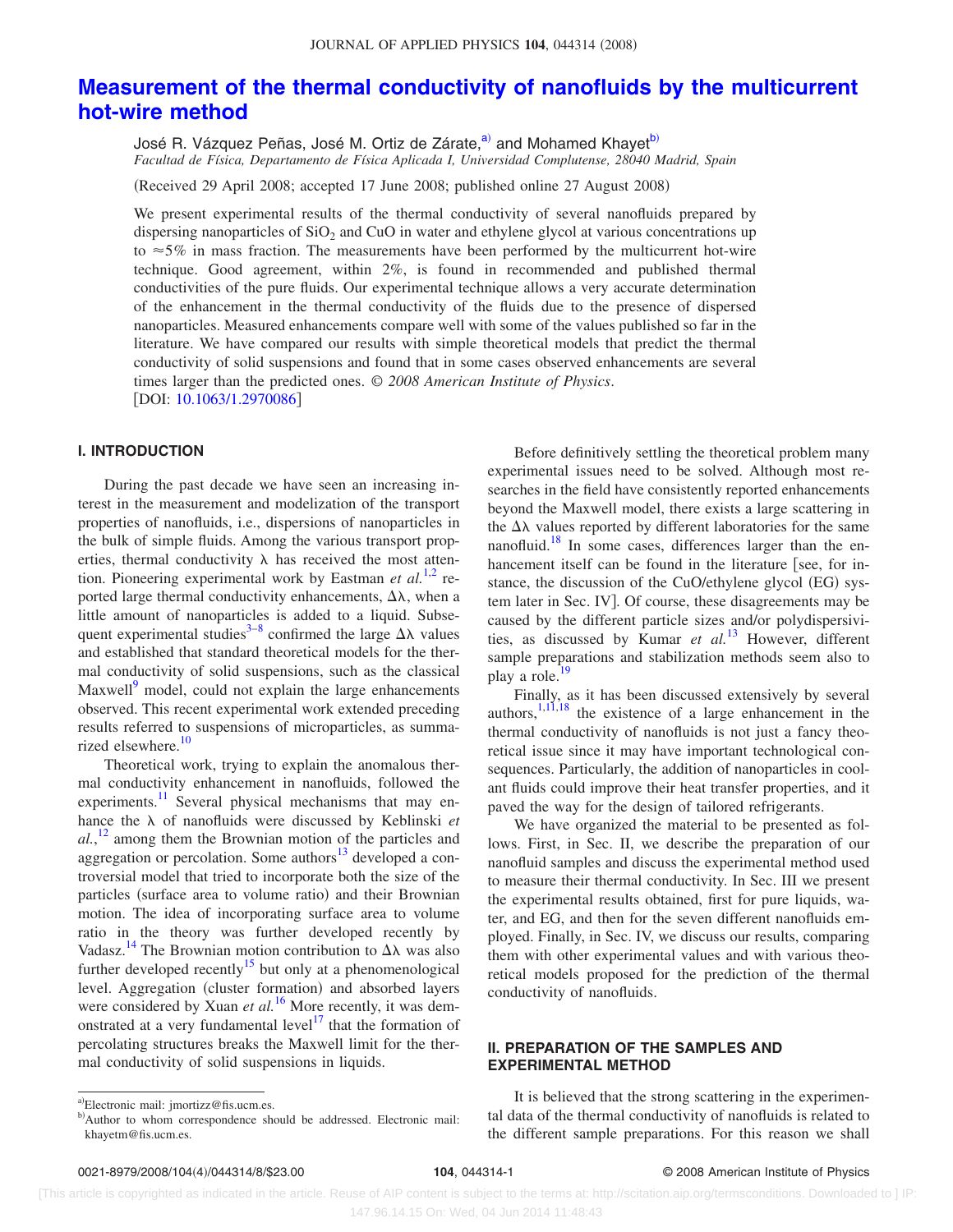# Measurement of the thermal conductivity of nanofluids by the multicurrent hot-wire method

José R. Vázquez Peñas, José M. Ortiz de Zárate,[a] and Mohamed Khayet[b]

*Facultad de Física, Departamento de Física Aplicada I, Universidad Complutense, 28040 Madrid, Spain*

(Received 29 April 2008; accepted 17 June 2008; published online 27 August 2008)

We present experimental results of the thermal conductivity of several nanofluids prepared by dispersing nanoparticles of $SiO_2$ and CuO in water and ethylene glycol at various concentrations up to $\approx 5\%$ in mass fraction. The measurements have been performed by the multicurrent hot-wire technique. Good agreement, within 2%, is found in recommended and published thermal conductivities of the pure fluids. Our experimental technique allows a very accurate determination of the enhancement in the thermal conductivity of the fluids due to the presence of dispersed nanoparticles. Measured enhancements compare well with some of the values published so far in the literature. We have compared our results with simple theoretical models that predict the thermal conductivity of solid suspensions and found that in some cases observed enhancements are several times larger than the predicted ones. © *2008 American Institute of Physics*. [DOI: 10.1063/1.2970086]

## I. INTRODUCTION

During the past decade we have seen an increasing interest in the measurement and modelization of the transport properties of nanofluids, i.e., dispersions of nanoparticles in the bulk of simple fluids. Among the various transport properties, thermal conductivity $\lambda$ has received the most attention. Pioneering experimental work by Eastman *et al.*[1,2] reported large thermal conductivity enhancements, $\Delta\lambda$, when a little amount of nanoparticles is added to a liquid. Subsequent experimental studies[3–8] confirmed the large $\Delta\lambda$ values and established that standard theoretical models for the thermal conductivity of solid suspensions, such as the classical Maxwell[9] model, could not explain the large enhancements observed. This recent experimental work extended preceding results referred to suspensions of microparticles, as summarized elsewhere.[10]

Theoretical work, trying to explain the anomalous thermal conductivity enhancement in nanofluids, followed the experiments.[11] Several physical mechanisms that may enhance the $\lambda$ of nanofluids were discussed by Keblinski *et al.*,[12] among them the Brownian motion of the particles and aggregation or percolation. Some authors[13] developed a controversial model that tried to incorporate both the size of the particles (surface area to volume ratio) and their Brownian motion. The idea of incorporating surface area to volume ratio in the theory was further developed recently by Vadasz.[14] The Brownian motion contribution to $\Delta\lambda$ was also further developed recently[15] but only at a phenomenological level. Aggregation (cluster formation) and absorbed layers were considered by Xuan *et al.*[16] More recently, it was demonstrated at a very fundamental level[17] that the formation of percolating structures breaks the Maxwell limit for the thermal conductivity of solid suspensions in liquids.

Before definitively settling the theoretical problem many experimental issues need to be solved. Although most researches in the field have consistently reported enhancements beyond the Maxwell model, there exists a large scattering in the $\Delta\lambda$ values reported by different laboratories for the same nanofluid.[18] In some cases, differences larger than the enhancement itself can be found in the literature [see, for instance, the discussion of the CuO/ethylene glycol (EG) system later in Sec. IV]. Of course, these disagreements may be caused by the different particle sizes and/or polydispersivities, as discussed by Kumar *et al.*[13] However, different sample preparations and stabilization methods seem also to play a role.[19]

Finally, as it has been discussed extensively by several authors,[1,11,18] the existence of a large enhancement in the thermal conductivity of nanofluids is not just a fancy theoretical issue since it may have important technological consequences. Particularly, the addition of nanoparticles in coolant fluids could improve their heat transfer properties, and it paved the way for the design of tailored refrigerants.

We have organized the material to be presented as follows. First, in Sec. II, we describe the preparation of our nanofluid samples and discuss the experimental method used to measure their thermal conductivity. In Sec. III we present the experimental results obtained, first for pure liquids, water, and EG, and then for the seven different nanofluids employed. Finally, in Sec. IV, we discuss our results, comparing them with other experimental values and with various theoretical models proposed for the prediction of the thermal conductivity of nanofluids.

## II. PREPARATION OF THE SAMPLES AND EXPERIMENTAL METHOD

It is believed that the strong scattering in the experimental data of the thermal conductivity of nanofluids is related to the different sample preparations. For this reason we shall

[a] Electronic mail: jmortizz@fis.ucm.es.

[b] Author to whom correspondence should be addressed. Electronic mail: khayetm@fis.ucm.es.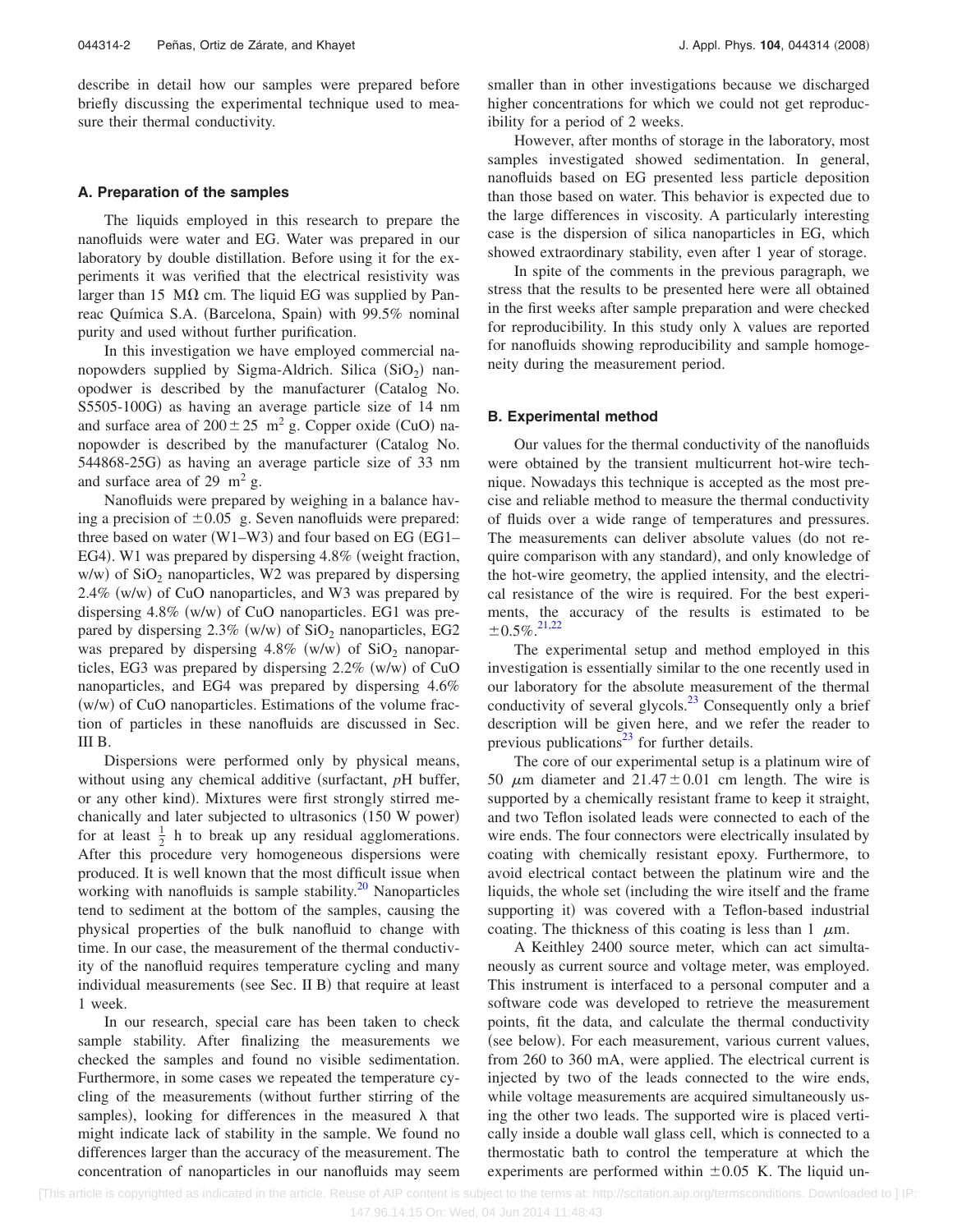describe in detail how our samples were prepared before briefly discussing the experimental technique used to measure their thermal conductivity.

### A. Preparation of the samples

The liquids employed in this research to prepare the nanofluids were water and EG. Water was prepared in our laboratory by double distillation. Before using it for the experiments it was verified that the electrical resistivity was larger than 15 MΩ cm. The liquid EG was supplied by Panreac Química S.A. (Barcelona, Spain) with 99.5% nominal purity and used without further purification.

In this investigation we have employed commercial nanopowders supplied by Sigma-Aldrich. Silica ($SiO_2$) nanopodwer is described by the manufacturer (Catalog No. S5505-100G) as having an average particle size of 14 nm and surface area of $200 \pm 25$ m$^2$ g. Copper oxide (CuO) nanopowder is described by the manufacturer (Catalog No. 544868-25G) as having an average particle size of 33 nm and surface area of 29 m$^2$ g.

Nanofluids were prepared by weighing in a balance having a precision of $\pm 0.05$ g. Seven nanofluids were prepared: three based on water (W1–W3) and four based on EG (EG1–EG4). W1 was prepared by dispersing 4.8% (weight fraction, w/w) of $SiO_2$ nanoparticles, W2 was prepared by dispersing 2.4% (w/w) of CuO nanoparticles, and W3 was prepared by dispersing 4.8% (w/w) of CuO nanoparticles. EG1 was prepared by dispersing 2.3% (w/w) of $SiO_2$ nanoparticles, EG2 was prepared by dispersing 4.8% (w/w) of $SiO_2$ nanoparticles, EG3 was prepared by dispersing 2.2% (w/w) of CuO nanoparticles, and EG4 was prepared by dispersing 4.6% (w/w) of CuO nanoparticles. Estimations of the volume fraction of particles in these nanofluids are discussed in Sec. III B.

Dispersions were performed only by physical means, without using any chemical additive (surfactant, *p*H buffer, or any other kind). Mixtures were first strongly stirred mechanically and later subjected to ultrasonics (150 W power) for at least $\frac{1}{2}$ h to break up any residual agglomerations. After this procedure very homogeneous dispersions were produced. It is well known that the most difficult issue when working with nanofluids is sample stability.[20] Nanoparticles tend to sediment at the bottom of the samples, causing the physical properties of the bulk nanofluid to change with time. In our case, the measurement of the thermal conductivity of the nanofluid requires temperature cycling and many individual measurements (see Sec. II B) that require at least 1 week.

In our research, special care has been taken to check sample stability. After finalizing the measurements we checked the samples and found no visible sedimentation. Furthermore, in some cases we repeated the temperature cycling of the measurements (without further stirring of the samples), looking for differences in the measured λ that might indicate lack of stability in the sample. We found no differences larger than the accuracy of the measurement. The concentration of nanoparticles in our nanofluids may seem smaller than in other investigations because we discharged higher concentrations for which we could not get reproducibility for a period of 2 weeks.

However, after months of storage in the laboratory, most samples investigated showed sedimentation. In general, nanofluids based on EG presented less particle deposition than those based on water. This behavior is expected due to the large differences in viscosity. A particularly interesting case is the dispersion of silica nanoparticles in EG, which showed extraordinary stability, even after 1 year of storage.

In spite of the comments in the previous paragraph, we stress that the results to be presented here were all obtained in the first weeks after sample preparation and were checked for reproducibility. In this study only λ values are reported for nanofluids showing reproducibility and sample homogeneity during the measurement period.

### B. Experimental method

Our values for the thermal conductivity of the nanofluids were obtained by the transient multicurrent hot-wire technique. Nowadays this technique is accepted as the most precise and reliable method to measure the thermal conductivity of fluids over a wide range of temperatures and pressures. The measurements can deliver absolute values (do not require comparison with any standard), and only knowledge of the hot-wire geometry, the applied intensity, and the electrical resistance of the wire is required. For the best experiments, the accuracy of the results is estimated to be $\pm 0.5\%$.[21,22]

The experimental setup and method employed in this investigation is essentially similar to the one recently used in our laboratory for the absolute measurement of the thermal conductivity of several glycols.[23] Consequently only a brief description will be given here, and we refer the reader to previous publications[23] for further details.

The core of our experimental setup is a platinum wire of 50 μm diameter and $21.47 \pm 0.01$ cm length. The wire is supported by a chemically resistant frame to keep it straight, and two Teflon isolated leads were connected to each of the wire ends. The four connectors were electrically insulated by coating with chemically resistant epoxy. Furthermore, to avoid electrical contact between the platinum wire and the liquids, the whole set (including the wire itself and the frame supporting it) was covered with a Teflon-based industrial coating. The thickness of this coating is less than 1 μm.

A Keithley 2400 source meter, which can act simultaneously as current source and voltage meter, was employed. This instrument is interfaced to a personal computer and a software code was developed to retrieve the measurement points, fit the data, and calculate the thermal conductivity (see below). For each measurement, various current values, from 260 to 360 mA, were applied. The electrical current is injected by two of the leads connected to the wire ends, while voltage measurements are acquired simultaneously using the other two leads. The supported wire is placed vertically inside a double wall glass cell, which is connected to a thermostatic bath to control the temperature at which the experiments are performed within $\pm 0.05$ K. The liquid un-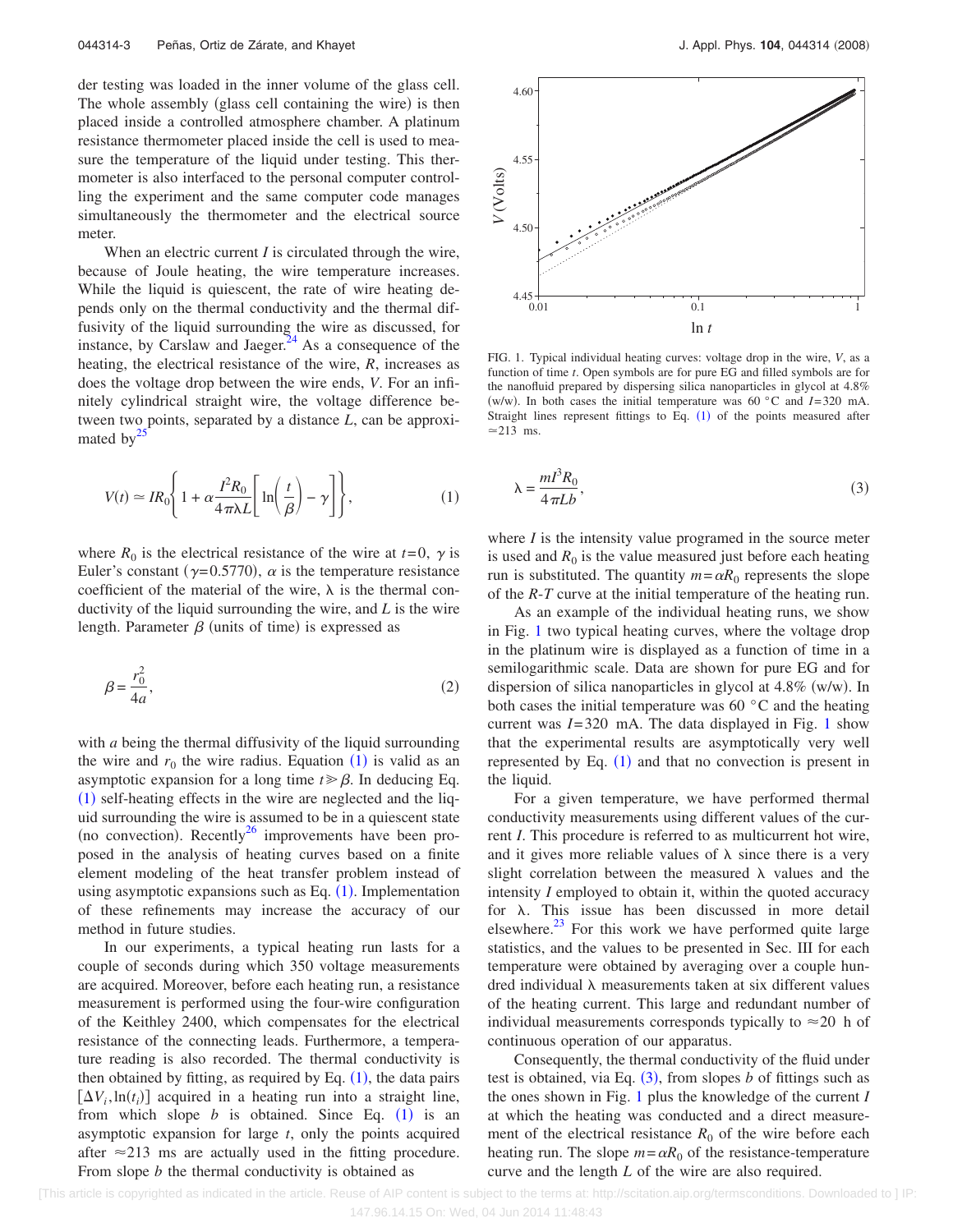der testing was loaded in the inner volume of the glass cell. The whole assembly (glass cell containing the wire) is then placed inside a controlled atmosphere chamber. A platinum resistance thermometer placed inside the cell is used to measure the temperature of the liquid under testing. This thermometer is also interfaced to the personal computer controlling the experiment and the same computer code manages simultaneously the thermometer and the electrical source meter.

When an electric current $I$ is circulated through the wire, because of Joule heating, the wire temperature increases. While the liquid is quiescent, the rate of wire heating depends only on the thermal conductivity and the thermal diffusivity of the liquid surrounding the wire as discussed, for instance, by Carslaw and Jaeger.[24] As a consequence of the heating, the electrical resistance of the wire, $R$, increases as does the voltage drop between the wire ends, $V$. For an infinitely cylindrical straight wire, the voltage difference between two points, separated by a distance $L$, can be approximated by[25]

$$V(t) \simeq IR_0\left\{1 + \alpha\frac{I^2R_0}{4\pi\lambda L}\left[\ln\left(\frac{t}{\beta}\right) - \gamma\right]\right\}, \tag{1}$$

where $R_0$ is the electrical resistance of the wire at $t=0$, $\gamma$ is Euler's constant ($\gamma=0.5770$), $\alpha$ is the temperature resistance coefficient of the material of the wire, $\lambda$ is the thermal conductivity of the liquid surrounding the wire, and $L$ is the wire length. Parameter $\beta$ (units of time) is expressed as

$$\beta = \frac{r_0^2}{4a}, \tag{2}$$

with $a$ being the thermal diffusivity of the liquid surrounding the wire and $r_0$ the wire radius. Equation (1) is valid as an asymptotic expansion for a long time $t \gg \beta$. In deducing Eq. (1) self-heating effects in the wire are neglected and the liquid surrounding the wire is assumed to be in a quiescent state (no convection). Recently[26] improvements have been proposed in the analysis of heating curves based on a finite element modeling of the heat transfer problem instead of using asymptotic expansions such as Eq. (1). Implementation of these refinements may increase the accuracy of our method in future studies.

In our experiments, a typical heating run lasts for a couple of seconds during which 350 voltage measurements are acquired. Moreover, before each heating run, a resistance measurement is performed using the four-wire configuration of the Keithley 2400, which compensates for the electrical resistance of the connecting leads. Furthermore, a temperature reading is also recorded. The thermal conductivity is then obtained by fitting, as required by Eq. (1), the data pairs $[\Delta V_i, \ln(t_i)]$ acquired in a heating run into a straight line, from which slope $b$ is obtained. Since Eq. (1) is an asymptotic expansion for large $t$, only the points acquired after $\approx$213 ms are actually used in the fitting procedure. From slope $b$ the thermal conductivity is obtained as

FIG. 1. Typical individual heating curves: voltage drop in the wire, $V$, as a function of time $t$. Open symbols are for pure EG and filled symbols are for the nanofluid prepared by dispersing silica nanoparticles in glycol at 4.8% (w/w). In both cases the initial temperature was 60 °C and $I=320$ mA. Straight lines represent fittings to Eq. (1) of the points measured after $\approx$213 ms.

$$\lambda = \frac{mI^3R_0}{4\pi Lb}, \tag{3}$$

where $I$ is the intensity value programed in the source meter is used and $R_0$ is the value measured just before each heating run is substituted. The quantity $m=\alpha R_0$ represents the slope of the $R$-$T$ curve at the initial temperature of the heating run.

As an example of the individual heating runs, we show in Fig. 1 two typical heating curves, where the voltage drop in the platinum wire is displayed as a function of time in a semilogarithmic scale. Data are shown for pure EG and for dispersion of silica nanoparticles in glycol at 4.8% (w/w). In both cases the initial temperature was 60 °C and the heating current was $I=320$ mA. The data displayed in Fig. 1 show that the experimental results are asymptotically very well represented by Eq. (1) and that no convection is present in the liquid.

For a given temperature, we have performed thermal conductivity measurements using different values of the current $I$. This procedure is referred to as multicurrent hot wire, and it gives more reliable values of $\lambda$ since there is a very slight correlation between the measured $\lambda$ values and the intensity $I$ employed to obtain it, within the quoted accuracy for $\lambda$. This issue has been discussed in more detail elsewhere.[23] For this work we have performed quite large statistics, and the values to be presented in Sec. III for each temperature were obtained by averaging over a couple hundred individual $\lambda$ measurements taken at six different values of the heating current. This large and redundant number of individual measurements corresponds typically to $\approx$20 h of continuous operation of our apparatus.

Consequently, the thermal conductivity of the fluid under test is obtained, via Eq. (3), from slopes $b$ of fittings such as the ones shown in Fig. 1 plus the knowledge of the current $I$ at which the heating was conducted and a direct measurement of the electrical resistance $R_0$ of the wire before each heating run. The slope $m=\alpha R_0$ of the resistance-temperature curve and the length $L$ of the wire are also required.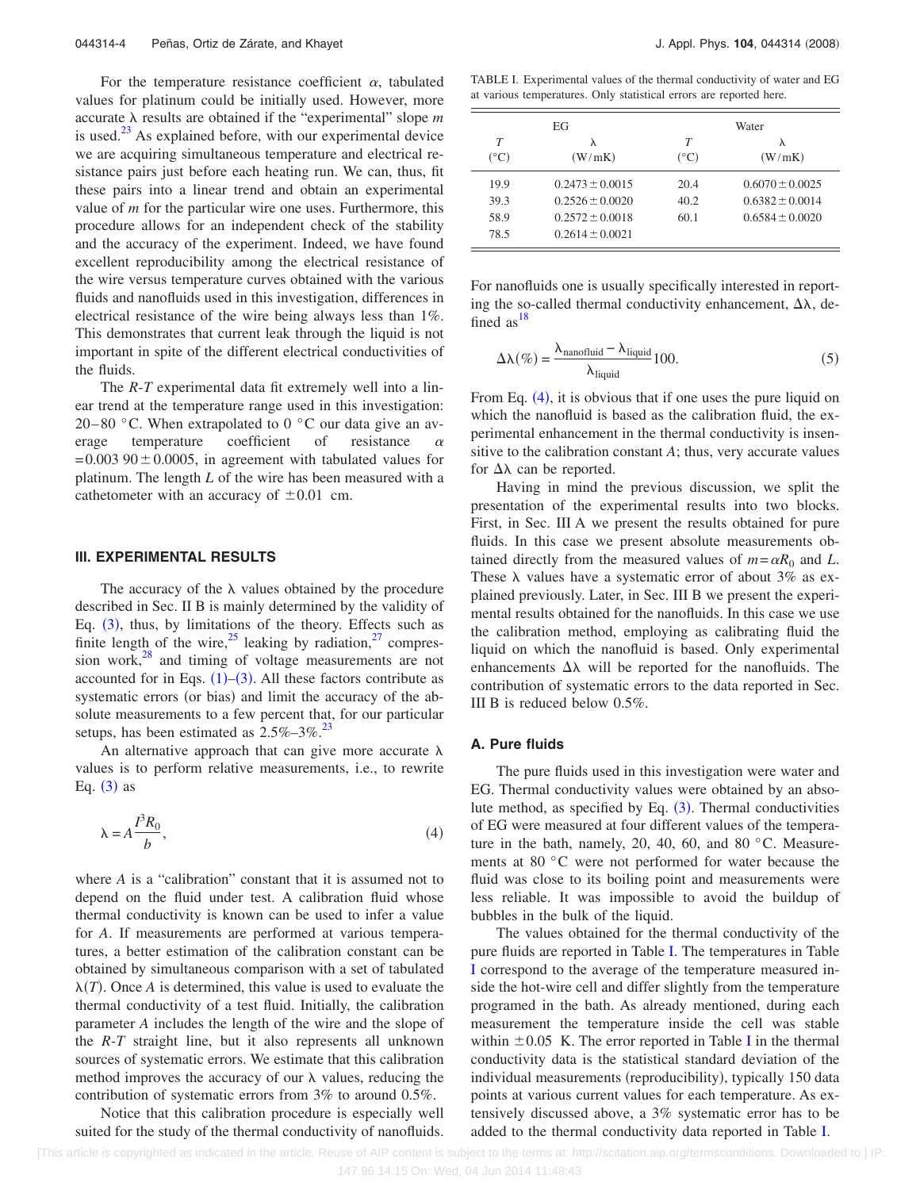For the temperature resistance coefficient $\alpha$, tabulated values for platinum could be initially used. However, more accurate $\lambda$ results are obtained if the "experimental" slope $m$ is used.[23] As explained before, with our experimental device we are acquiring simultaneous temperature and electrical resistance pairs just before each heating run. We can, thus, fit these pairs into a linear trend and obtain an experimental value of $m$ for the particular wire one uses. Furthermore, this procedure allows for an independent check of the stability and the accuracy of the experiment. Indeed, we have found excellent reproducibility among the electrical resistance of the wire versus temperature curves obtained with the various fluids and nanofluids used in this investigation, differences in electrical resistance of the wire being always less than 1%. This demonstrates that current leak through the liquid is not important in spite of the different electrical conductivities of the fluids.

The $R$-$T$ experimental data fit extremely well into a linear trend at the temperature range used in this investigation: 20–80 °C. When extrapolated to 0 °C our data give an average temperature coefficient of resistance $\alpha = 0.003\,90 \pm 0.0005$, in agreement with tabulated values for platinum. The length $L$ of the wire has been measured with a cathetometer with an accuracy of $\pm 0.01$ cm.

## III. EXPERIMENTAL RESULTS

The accuracy of the $\lambda$ values obtained by the procedure described in Sec. II B is mainly determined by the validity of Eq. (3), thus, by limitations of the theory. Effects such as finite length of the wire,[25] leaking by radiation,[27] compression work,[28] and timing of voltage measurements are not accounted for in Eqs. (1)–(3). All these factors contribute as systematic errors (or bias) and limit the accuracy of the absolute measurements to a few percent that, for our particular setups, has been estimated as 2.5%–3%.[23]

An alternative approach that can give more accurate $\lambda$ values is to perform relative measurements, i.e., to rewrite Eq. (3) as

$$\lambda = A \frac{I^3 R_0}{b}, \tag{4}$$

where $A$ is a "calibration" constant that it is assumed not to depend on the fluid under test. A calibration fluid whose thermal conductivity is known can be used to infer a value for $A$. If measurements are performed at various temperatures, a better estimation of the calibration constant can be obtained by simultaneous comparison with a set of tabulated $\lambda(T)$. Once $A$ is determined, this value is used to evaluate the thermal conductivity of a test fluid. Initially, the calibration parameter $A$ includes the length of the wire and the slope of the $R$-$T$ straight line, but it also represents all unknown sources of systematic errors. We estimate that this calibration method improves the accuracy of our $\lambda$ values, reducing the contribution of systematic errors from 3% to around 0.5%.

Notice that this calibration procedure is especially well suited for the study of the thermal conductivity of nanofluids.

TABLE I. Experimental values of the thermal conductivity of water and EG at various temperatures. Only statistical errors are reported here.

| EG | | Water | |
|---|---|---|---|
| $T$ (°C) | $\lambda$ (W/mK) | $T$ (°C) | $\lambda$ (W/mK) |
| 19.9 | $0.2473 \pm 0.0015$ | 20.4 | $0.6070 \pm 0.0025$ |
| 39.3 | $0.2526 \pm 0.0020$ | 40.2 | $0.6382 \pm 0.0014$ |
| 58.9 | $0.2572 \pm 0.0018$ | 60.1 | $0.6584 \pm 0.0020$ |
| 78.5 | $0.2614 \pm 0.0021$ | | |

For nanofluids one is usually specifically interested in reporting the so-called thermal conductivity enhancement, $\Delta\lambda$, defined as[18]

$$\Delta\lambda(\%) = \frac{\lambda_{\text{nanofluid}} - \lambda_{\text{liquid}}}{\lambda_{\text{liquid}}} 100. \tag{5}$$

From Eq. (4), it is obvious that if one uses the pure liquid on which the nanofluid is based as the calibration fluid, the experimental enhancement in the thermal conductivity is insensitive to the calibration constant $A$; thus, very accurate values for $\Delta\lambda$ can be reported.

Having in mind the previous discussion, we split the presentation of the experimental results into two blocks. First, in Sec. III A we present the results obtained for pure fluids. In this case we present absolute measurements obtained directly from the measured values of $m = \alpha R_0$ and $L$. These $\lambda$ values have a systematic error of about 3% as explained previously. Later, in Sec. III B we present the experimental results obtained for the nanofluids. In this case we use the calibration method, employing as calibrating fluid the liquid on which the nanofluid is based. Only experimental enhancements $\Delta\lambda$ will be reported for the nanofluids. The contribution of systematic errors to the data reported in Sec. III B is reduced below 0.5%.

### A. Pure fluids

The pure fluids used in this investigation were water and EG. Thermal conductivity values were obtained by an absolute method, as specified by Eq. (3). Thermal conductivities of EG were measured at four different values of the temperature in the bath, namely, 20, 40, 60, and 80 °C. Measurements at 80 °C were not performed for water because the fluid was close to its boiling point and measurements were less reliable. It was impossible to avoid the buildup of bubbles in the bulk of the liquid.

The values obtained for the thermal conductivity of the pure fluids are reported in Table I. The temperatures in Table I correspond to the average of the temperature measured inside the hot-wire cell and differ slightly from the temperature programed in the bath. As already mentioned, during each measurement the temperature inside the cell was stable within $\pm 0.05$ K. The error reported in Table I in the thermal conductivity data is the statistical standard deviation of the individual measurements (reproducibility), typically 150 data points at various current values for each temperature. As extensively discussed above, a 3% systematic error has to be added to the thermal conductivity data reported in Table I.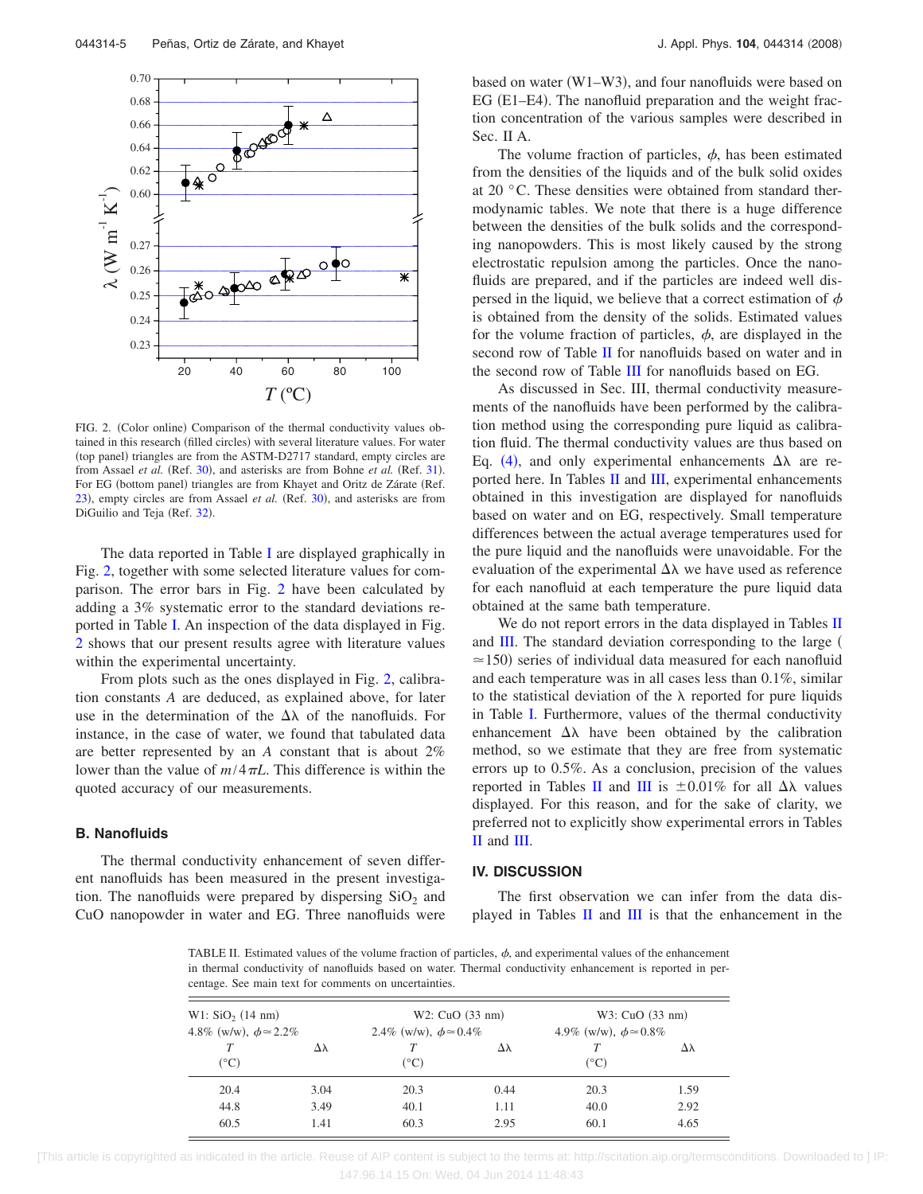FIG. 2. (Color online) Comparison of the thermal conductivity values obtained in this research (filled circles) with several literature values. For water (top panel) triangles are from the ASTM-D2717 standard, empty circles are from Assael *et al.* (Ref. 30), and asterisks are from Bohne *et al.* (Ref. 31). For EG (bottom panel) triangles are from Khayet and Oritz de Zárate (Ref. 23), empty circles are from Assael *et al.* (Ref. 30), and asterisks are from DiGuilio and Teja (Ref. 32).

The data reported in Table I are displayed graphically in Fig. 2, together with some selected literature values for comparison. The error bars in Fig. 2 have been calculated by adding a 3% systematic error to the standard deviations reported in Table I. An inspection of the data displayed in Fig. 2 shows that our present results agree with literature values within the experimental uncertainty.

From plots such as the ones displayed in Fig. 2, calibration constants $A$ are deduced, as explained above, for later use in the determination of the $\Delta\lambda$ of the nanofluids. For instance, in the case of water, we found that tabulated data are better represented by an $A$ constant that is about 2% lower than the value of $m/4\pi L$. This difference is within the quoted accuracy of our measurements.

### B. Nanofluids

The thermal conductivity enhancement of seven different nanofluids has been measured in the present investigation. The nanofluids were prepared by dispersing $SiO_2$ and CuO nanopowder in water and EG. Three nanofluids were based on water (W1–W3), and four nanofluids were based on EG (E1–E4). The nanofluid preparation and the weight fraction concentration of the various samples were described in Sec. II A.

The volume fraction of particles, $\phi$, has been estimated from the densities of the liquids and of the bulk solid oxides at 20 °C. These densities were obtained from standard thermodynamic tables. We note that there is a huge difference between the densities of the bulk solids and the corresponding nanopowders. This is most likely caused by the strong electrostatic repulsion among the particles. Once the nanofluids are prepared, and if the particles are indeed well dispersed in the liquid, we believe that a correct estimation of $\phi$ is obtained from the density of the solids. Estimated values for the volume fraction of particles, $\phi$, are displayed in the second row of Table II for nanofluids based on water and in the second row of Table III for nanofluids based on EG.

As discussed in Sec. III, thermal conductivity measurements of the nanofluids have been performed by the calibration method using the corresponding pure liquid as calibration fluid. The thermal conductivity values are thus based on Eq. (4), and only experimental enhancements $\Delta\lambda$ are reported here. In Tables II and III, experimental enhancements obtained in this investigation are displayed for nanofluids based on water and on EG, respectively. Small temperature differences between the actual average temperatures used for the pure liquid and the nanofluids were unavoidable. For the evaluation of the experimental $\Delta\lambda$ we have used as reference for each nanofluid at each temperature the pure liquid data obtained at the same bath temperature.

We do not report errors in the data displayed in Tables II and III. The standard deviation corresponding to the large ($\simeq 150$) series of individual data measured for each nanofluid and each temperature was in all cases less than 0.1%, similar to the statistical deviation of the $\lambda$ reported for pure liquids in Table I. Furthermore, values of the thermal conductivity enhancement $\Delta\lambda$ have been obtained by the calibration method, so we estimate that they are free from systematic errors up to 0.5%. As a conclusion, precision of the values reported in Tables II and III is $\pm 0.01\%$ for all $\Delta\lambda$ values displayed. For this reason, and for the sake of clarity, we preferred not to explicitly show experimental errors in Tables II and III.

## IV. DISCUSSION

The first observation we can infer from the data displayed in Tables II and III is that the enhancement in the

TABLE II. Estimated values of the volume fraction of particles, $\phi$, and experimental values of the enhancement in thermal conductivity of nanofluids based on water. Thermal conductivity enhancement is reported in percentage. See main text for comments on uncertainties.

| W1: $SiO_2$ (14 nm) 4.8% (w/w), $\phi\simeq 2.2\%$ | | W2: CuO (33 nm) 2.4% (w/w), $\phi\simeq 0.4\%$ | | W3: CuO (33 nm) 4.9% (w/w), $\phi\simeq 0.8\%$ | |
|---|---|---|---|---|---|
| $T$ (°C) | $\Delta\lambda$ | $T$ (°C) | $\Delta\lambda$ | $T$ (°C) | $\Delta\lambda$ |
| 20.4 | 3.04 | 20.3 | 0.44 | 20.3 | 1.59 |
| 44.8 | 3.49 | 40.1 | 1.11 | 40.0 | 2.92 |
| 60.5 | 1.41 | 60.3 | 2.95 | 60.1 | 4.65 |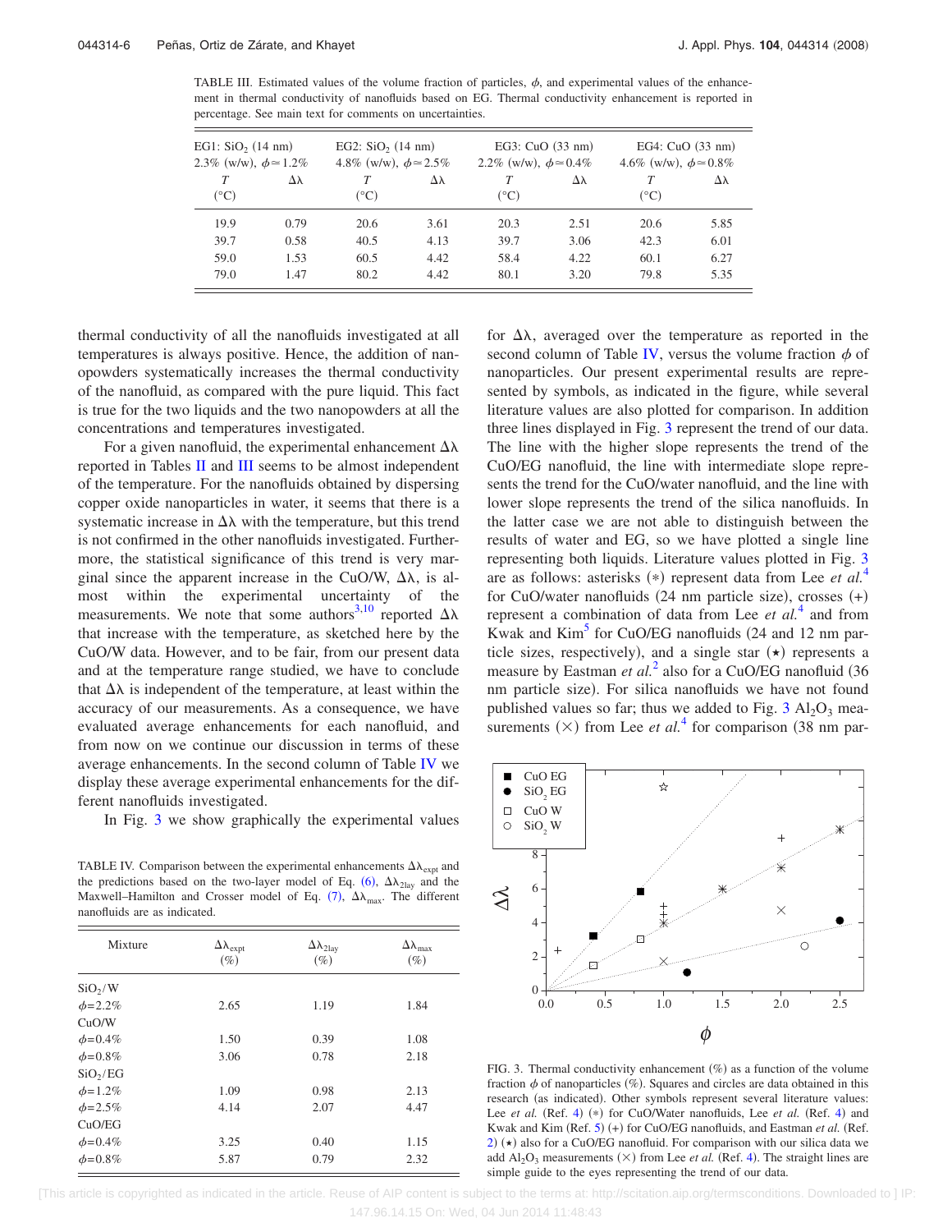TABLE III. Estimated values of the volume fraction of particles, $\phi$, and experimental values of the enhancement in thermal conductivity of nanofluids based on EG. Thermal conductivity enhancement is reported in percentage. See main text for comments on uncertainties.

| EG1: $SiO_2$ (14 nm) 2.3% (w/w), $\phi \simeq 1.2\%$ | | EG2: $SiO_2$ (14 nm) 4.8% (w/w), $\phi \simeq 2.5\%$ | | EG3: CuO (33 nm) 2.2% (w/w), $\phi \simeq 0.4\%$ | | EG4: CuO (33 nm) 4.6% (w/w), $\phi \simeq 0.8\%$ | |
|---|---|---|---|---|---|---|---|
| $T$ (°C) | $\Delta\lambda$ | $T$ (°C) | $\Delta\lambda$ | $T$ (°C) | $\Delta\lambda$ | $T$ (°C) | $\Delta\lambda$ |
| 19.9 | 0.79 | 20.6 | 3.61 | 20.3 | 2.51 | 20.6 | 5.85 |
| 39.7 | 0.58 | 40.5 | 4.13 | 39.7 | 3.06 | 42.3 | 6.01 |
| 59.0 | 1.53 | 60.5 | 4.42 | 58.4 | 4.22 | 60.1 | 6.27 |
| 79.0 | 1.47 | 80.2 | 4.42 | 80.1 | 3.20 | 79.8 | 5.35 |

thermal conductivity of all the nanofluids investigated at all temperatures is always positive. Hence, the addition of nanopowders systematically increases the thermal conductivity of the nanofluid, as compared with the pure liquid. This fact is true for the two liquids and the two nanopowders at all the concentrations and temperatures investigated.

For a given nanofluid, the experimental enhancement $\Delta\lambda$ reported in Tables II and III seems to be almost independent of the temperature. For the nanofluids obtained by dispersing copper oxide nanoparticles in water, it seems that there is a systematic increase in $\Delta\lambda$ with the temperature, but this trend is not confirmed in the other nanofluids investigated. Furthermore, the statistical significance of this trend is very marginal since the apparent increase in the CuO/W, $\Delta\lambda$, is almost within the experimental uncertainty of the measurements. We note that some authors[3,10] reported $\Delta\lambda$ that increase with the temperature, as sketched here by the CuO/W data. However, and to be fair, from our present data and at the temperature range studied, we have to conclude that $\Delta\lambda$ is independent of the temperature, at least within the accuracy of our measurements. As a consequence, we have evaluated average enhancements for each nanofluid, and from now on we continue our discussion in terms of these average enhancements. In the second column of Table IV we display these average experimental enhancements for the different nanofluids investigated.

In Fig. 3 we show graphically the experimental values for $\Delta\lambda$, averaged over the temperature as reported in the second column of Table IV, versus the volume fraction $\phi$ of nanoparticles. Our present experimental results are represented by symbols, as indicated in the figure, while several literature values are also plotted for comparison. In addition three lines displayed in Fig. 3 represent the trend of our data. The line with the higher slope represents the trend of the CuO/EG nanofluid, the line with intermediate slope represents the trend for the CuO/water nanofluid, and the line with lower slope represents the trend of the silica nanofluids. In the latter case we are not able to distinguish between the results of water and EG, so we have plotted a single line representing both liquids. Literature values plotted in Fig. 3 are as follows: asterisks (*) represent data from Lee *et al.*[4] for CuO/water nanofluids (24 nm particle size), crosses (+) represent a combination of data from Lee *et al.*[4] and from Kwak and Kim[5] for CuO/EG nanofluids (24 and 12 nm particle sizes, respectively), and a single star (⋆) represents a measure by Eastman *et al.*[2] also for a CuO/EG nanofluid (36 nm particle size). For silica nanofluids we have not found published values so far; thus we added to Fig. 3 $Al_2O_3$ measurements (×) from Lee *et al.*[4] for comparison (38 nm par-

TABLE IV. Comparison between the experimental enhancements $\Delta\lambda_{expt}$ and the predictions based on the two-layer model of Eq. (6), $\Delta\lambda_{2lay}$ and the Maxwell–Hamilton and Crosser model of Eq. (7), $\Delta\lambda_{max}$. The different nanofluids are as indicated.

| Mixture | $\Delta\lambda_{expt}$ (%) | $\Delta\lambda_{2lay}$ (%) | $\Delta\lambda_{max}$ (%) |
|---|---|---|---|
| $SiO_2$/W | | | |
| $\phi$=2.2% | 2.65 | 1.19 | 1.84 |
| CuO/W | | | |
| $\phi$=0.4% | 1.50 | 0.39 | 1.08 |
| $\phi$=0.8% | 3.06 | 0.78 | 2.18 |
| $SiO_2$/EG | | | |
| $\phi$=1.2% | 1.09 | 0.98 | 2.13 |
| $\phi$=2.5% | 4.14 | 2.07 | 4.47 |
| CuO/EG | | | |
| $\phi$=0.4% | 3.25 | 0.40 | 1.15 |
| $\phi$=0.8% | 5.87 | 0.79 | 2.32 |

FIG. 3. Thermal conductivity enhancement (%) as a function of the volume fraction $\phi$ of nanoparticles (%). Squares and circles are data obtained in this research (as indicated). Other symbols represent several literature values: Lee *et al.* (Ref. 4) (*) for CuO/Water nanofluids, Lee *et al.* (Ref. 4) and Kwak and Kim (Ref. 5) (+) for CuO/EG nanofluids, and Eastman *et al.* (Ref. 2) (⋆) also for a CuO/EG nanofluid. For comparison with our silica data we add $Al_2O_3$ measurements (×) from Lee *et al.* (Ref. 4). The straight lines are simple guide to the eyes representing the trend of our data.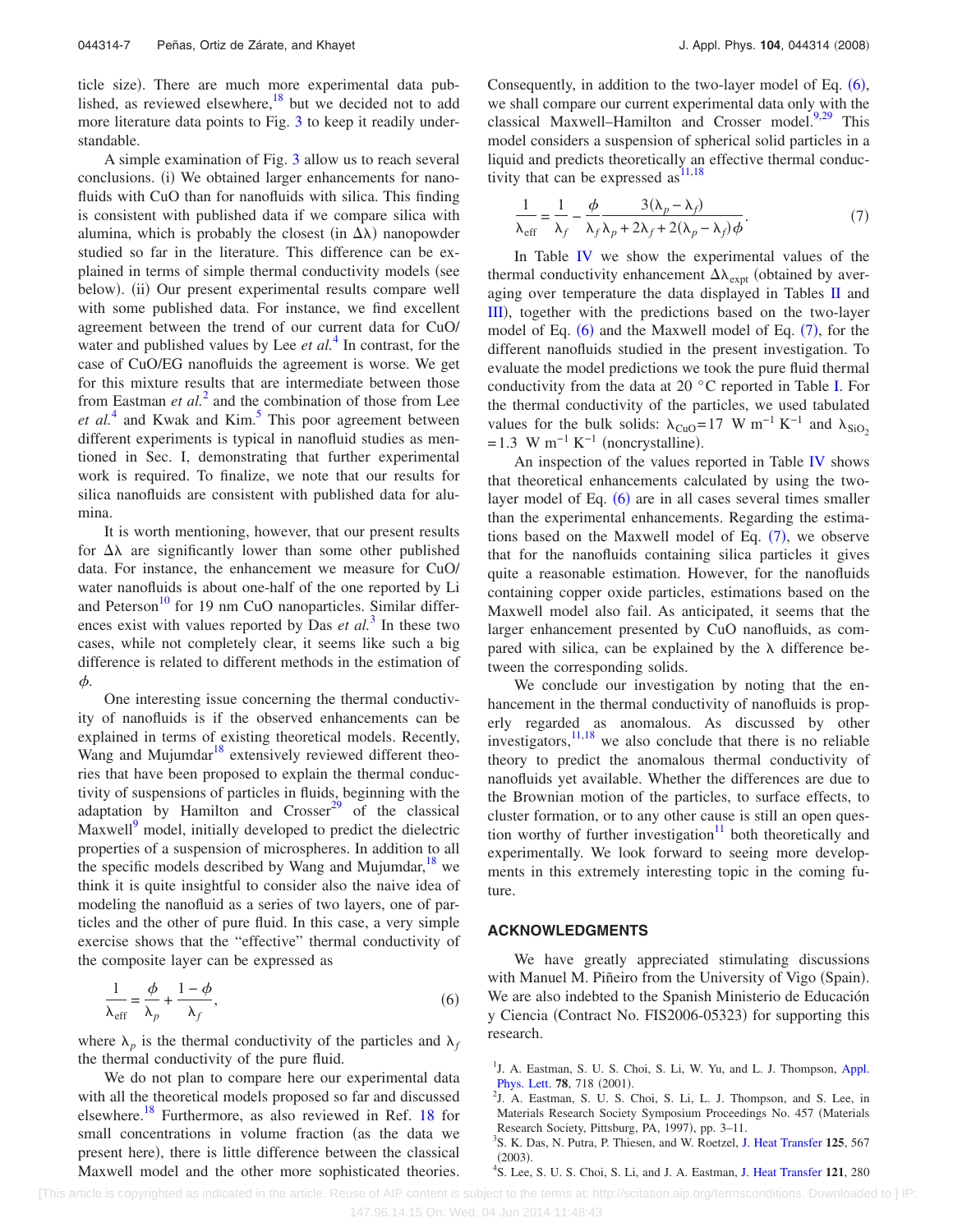ticle size). There are much more experimental data published, as reviewed elsewhere,[18] but we decided not to add more literature data points to Fig. 3 to keep it readily understandable.

A simple examination of Fig. 3 allow us to reach several conclusions. (i) We obtained larger enhancements for nanofluids with CuO than for nanofluids with silica. This finding is consistent with published data if we compare silica with alumina, which is probably the closest (in $\Delta\lambda$) nanopowder studied so far in the literature. This difference can be explained in terms of simple thermal conductivity models (see below). (ii) Our present experimental results compare well with some published data. For instance, we find excellent agreement between the trend of our current data for CuO/water and published values by Lee *et al.*[4] In contrast, for the case of CuO/EG nanofluids the agreement is worse. We get for this mixture results that are intermediate between those from Eastman *et al.*[2] and the combination of those from Lee *et al.*[4] and Kwak and Kim.[5] This poor agreement between different experiments is typical in nanofluid studies as mentioned in Sec. I, demonstrating that further experimental work is required. To finalize, we note that our results for silica nanofluids are consistent with published data for alumina.

It is worth mentioning, however, that our present results for $\Delta\lambda$ are significantly lower than some other published data. For instance, the enhancement we measure for CuO/water nanofluids is about one-half of the one reported by Li and Peterson[10] for 19 nm CuO nanoparticles. Similar differences exist with values reported by Das *et al.*[3] In these two cases, while not completely clear, it seems like such a big difference is related to different methods in the estimation of $\phi$.

One interesting issue concerning the thermal conductivity of nanofluids is if the observed enhancements can be explained in terms of existing theoretical models. Recently, Wang and Mujumdar[18] extensively reviewed different theories that have been proposed to explain the thermal conductivity of suspensions of particles in fluids, beginning with the adaptation by Hamilton and Crosser[29] of the classical Maxwell[9] model, initially developed to predict the dielectric properties of a suspension of microspheres. In addition to all the specific models described by Wang and Mujumdar,[18] we think it is quite insightful to consider also the naive idea of modeling the nanofluid as a series of two layers, one of particles and the other of pure fluid. In this case, a very simple exercise shows that the "effective" thermal conductivity of the composite layer can be expressed as

$$\frac{1}{\lambda_{\text{eff}}} = \frac{\phi}{\lambda_p} + \frac{1-\phi}{\lambda_f}, \tag{6}$$

where $\lambda_p$ is the thermal conductivity of the particles and $\lambda_f$ the thermal conductivity of the pure fluid.

We do not plan to compare here our experimental data with all the theoretical models proposed so far and discussed elsewhere.[18] Furthermore, as also reviewed in Ref. 18 for small concentrations in volume fraction (as the data we present here), there is little difference between the classical Maxwell model and the other more sophisticated theories. Consequently, in addition to the two-layer model of Eq. (6), we shall compare our current experimental data only with the classical Maxwell–Hamilton and Crosser model.[9,29] This model considers a suspension of spherical solid particles in a liquid and predicts theoretically an effective thermal conductivity that can be expressed as[11,18]

$$\frac{1}{\lambda_{\text{eff}}} = \frac{1}{\lambda_f} - \frac{\phi}{\lambda_f} \frac{3(\lambda_p - \lambda_f)}{\lambda_p + 2\lambda_f + 2(\lambda_p - \lambda_f)\phi}. \tag{7}$$

In Table IV we show the experimental values of the thermal conductivity enhancement $\Delta\lambda_{\text{expt}}$ (obtained by averaging over temperature the data displayed in Tables II and III), together with the predictions based on the two-layer model of Eq. (6) and the Maxwell model of Eq. (7), for the different nanofluids studied in the present investigation. To evaluate the model predictions we took the pure fluid thermal conductivity from the data at 20 °C reported in Table I. For the thermal conductivity of the particles, we used tabulated values for the bulk solids: $\lambda_{\text{CuO}} = 17$ W m$^{-1}$ K$^{-1}$ and $\lambda_{\text{SiO}_2} = 1.3$ W m$^{-1}$ K$^{-1}$ (noncrystalline).

An inspection of the values reported in Table IV shows that theoretical enhancements calculated by using the two-layer model of Eq. (6) are in all cases several times smaller than the experimental enhancements. Regarding the estimations based on the Maxwell model of Eq. (7), we observe that for the nanofluids containing silica particles it gives quite a reasonable estimation. However, for the nanofluids containing copper oxide particles, estimations based on the Maxwell model also fail. As anticipated, it seems that the larger enhancement presented by CuO nanofluids, as compared with silica, can be explained by the $\lambda$ difference between the corresponding solids.

We conclude our investigation by noting that the enhancement in the thermal conductivity of nanofluids is properly regarded as anomalous. As discussed by other investigators,[11,18] we also conclude that there is no reliable theory to predict the anomalous thermal conductivity of nanofluids yet available. Whether the differences are due to the Brownian motion of the particles, to surface effects, to cluster formation, or to any other cause is still an open question worthy of further investigation[11] both theoretically and experimentally. We look forward to seeing more developments in this extremely interesting topic in the coming future.

## ACKNOWLEDGMENTS

We have greatly appreciated stimulating discussions with Manuel M. Piñeiro from the University of Vigo (Spain). We are also indebted to the Spanish Ministerio de Educación y Ciencia (Contract No. FIS2006-05323) for supporting this research.

[1] J. A. Eastman, S. U. S. Choi, S. Li, W. Yu, and L. J. Thompson, Appl. Phys. Lett. **78**, 718 (2001).

[2] J. A. Eastman, S. U. S. Choi, S. Li, L. J. Thompson, and S. Lee, in Materials Research Society Symposium Proceedings No. 457 (Materials Research Society, Pittsburg, PA, 1997), pp. 3–11.

[3] S. K. Das, N. Putra, P. Thiesen, and W. Roetzel, J. Heat Transfer **125**, 567 (2003).

[4] S. Lee, S. U. S. Choi, S. Li, and J. A. Eastman, J. Heat Transfer **121**, 280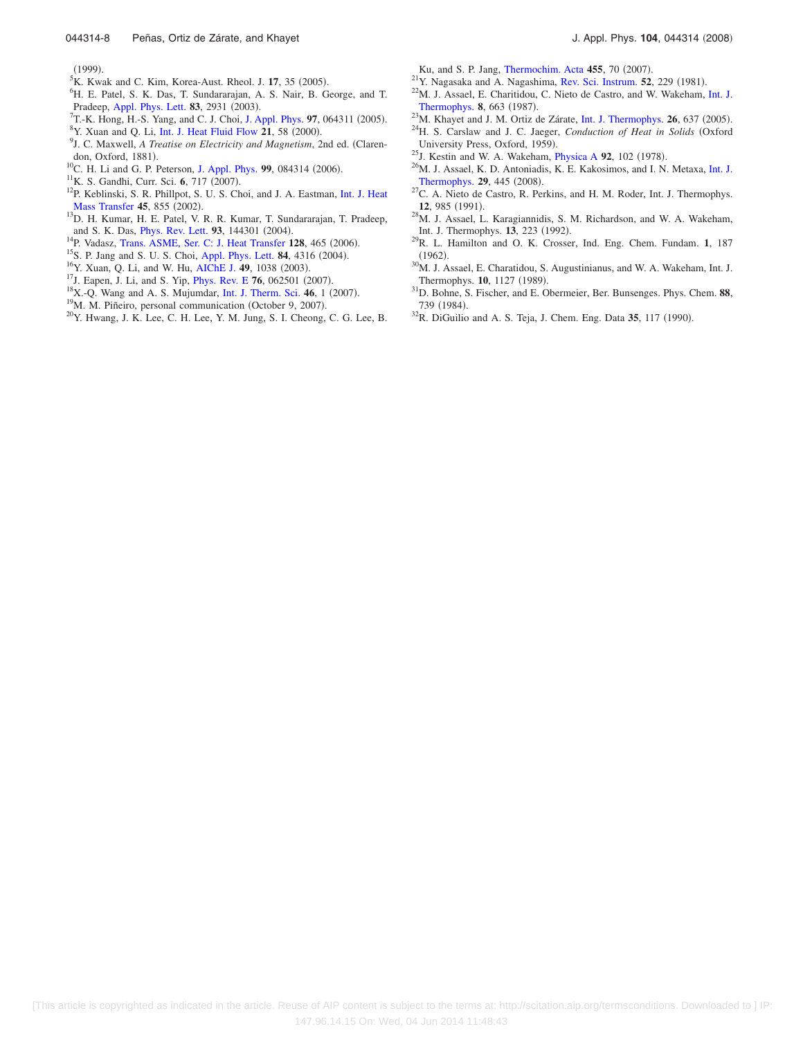(1999).

[5] K. Kwak and C. Kim, Korea-Aust. Rheol. J. **17**, 35 (2005).

[6] H. E. Patel, S. K. Das, T. Sundararajan, A. S. Nair, B. George, and T. Pradeep, Appl. Phys. Lett. **83**, 2931 (2003).

[7] T.-K. Hong, H.-S. Yang, and C. J. Choi, J. Appl. Phys. **97**, 064311 (2005).

[8] Y. Xuan and Q. Li, Int. J. Heat Fluid Flow **21**, 58 (2000).

[9] J. C. Maxwell, *A Treatise on Electricity and Magnetism*, 2nd ed. (Clarendon, Oxford, 1881).

[10] C. H. Li and G. P. Peterson, J. Appl. Phys. **99**, 084314 (2006).

[11] K. S. Gandhi, Curr. Sci. **6**, 717 (2007).

[12] P. Keblinski, S. R. Phillpot, S. U. S. Choi, and J. A. Eastman, Int. J. Heat Mass Transfer **45**, 855 (2002).

[13] D. H. Kumar, H. E. Patel, V. R. R. Kumar, T. Sundararajan, T. Pradeep, and S. K. Das, Phys. Rev. Lett. **93**, 144301 (2004).

[14] P. Vadasz, Trans. ASME, Ser. C: J. Heat Transfer **128**, 465 (2006).

[15] S. P. Jang and S. U. S. Choi, Appl. Phys. Lett. **84**, 4316 (2004).

[16] Y. Xuan, Q. Li, and W. Hu, AIChE J. **49**, 1038 (2003).

[17] J. Eapen, J. Li, and S. Yip, Phys. Rev. E **76**, 062501 (2007).

[18] X.-Q. Wang and A. S. Mujumdar, Int. J. Therm. Sci. **46**, 1 (2007).

[19] M. M. Piñeiro, personal communication (October 9, 2007).

[20] Y. Hwang, J. K. Lee, C. H. Lee, Y. M. Jung, S. I. Cheong, C. G. Lee, B. Ku, and S. P. Jang, Thermochim. Acta **455**, 70 (2007).

[21] Y. Nagasaka and A. Nagashima, Rev. Sci. Instrum. **52**, 229 (1981).

[22] M. J. Assael, E. Charitidou, C. Nieto de Castro, and W. Wakeham, Int. J. Thermophys. **8**, 663 (1987).

[23] M. Khayet and J. M. Ortiz de Zárate, Int. J. Thermophys. **26**, 637 (2005).

[24] H. S. Carslaw and J. C. Jaeger, *Conduction of Heat in Solids* (Oxford University Press, Oxford, 1959).

[25] J. Kestin and W. A. Wakeham, Physica A **92**, 102 (1978).

[26] M. J. Assael, K. D. Antoniadis, K. E. Kakosimos, and I. N. Metaxa, Int. J. Thermophys. **29**, 445 (2008).

[27] C. A. Nieto de Castro, R. Perkins, and H. M. Roder, Int. J. Thermophys. **12**, 985 (1991).

[28] M. J. Assael, L. Karagiannidis, S. M. Richardson, and W. A. Wakeham, Int. J. Thermophys. **13**, 223 (1992).

[29] R. L. Hamilton and O. K. Crosser, Ind. Eng. Chem. Fundam. **1**, 187 (1962).

[30] M. J. Assael, E. Charatidou, S. Augustinianus, and W. A. Wakeham, Int. J. Thermophys. **10**, 1127 (1989).

[31] D. Bohne, S. Fischer, and E. Obermeier, Ber. Bunsenges. Phys. Chem. **88**, 739 (1984).

[32] R. DiGuilio and A. S. Teja, J. Chem. Eng. Data **35**, 117 (1990).